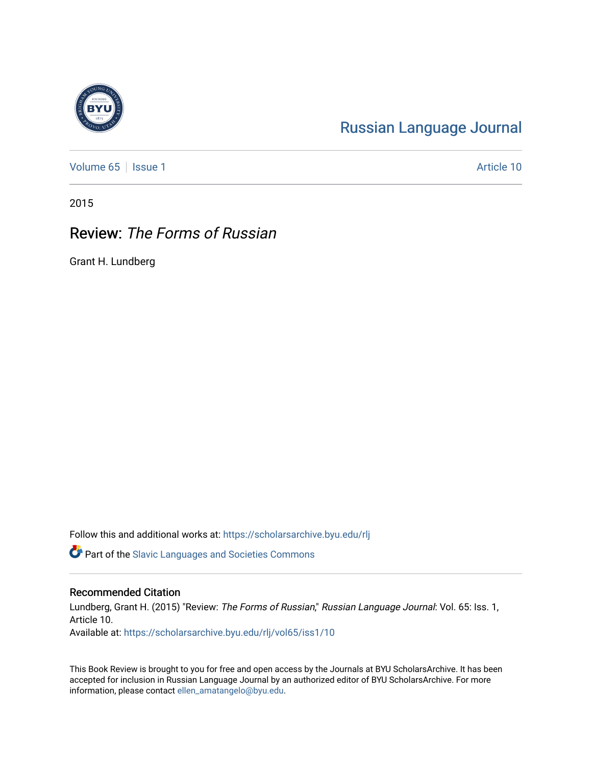Russian Language Journal

Volume 65 | Issue 1 | Article 10

2015

# Review: *The Forms of Russian*

Grant H. Lundberg

Follow this and additional works at: https://scholarsarchive.byu.edu/rlj

Part of the Slavic Languages and Societies Commons

## Recommended Citation

Lundberg, Grant H. (2015) "Review: *The Forms of Russian*," *Russian Language Journal*: Vol. 65: Iss. 1, Article 10.

Available at: https://scholarsarchive.byu.edu/rlj/vol65/iss1/10

This Book Review is brought to you for free and open access by the Journals at BYU ScholarsArchive. It has been accepted for inclusion in Russian Language Journal by an authorized editor of BYU ScholarsArchive. For more information, please contact ellen_amatangelo@byu.edu.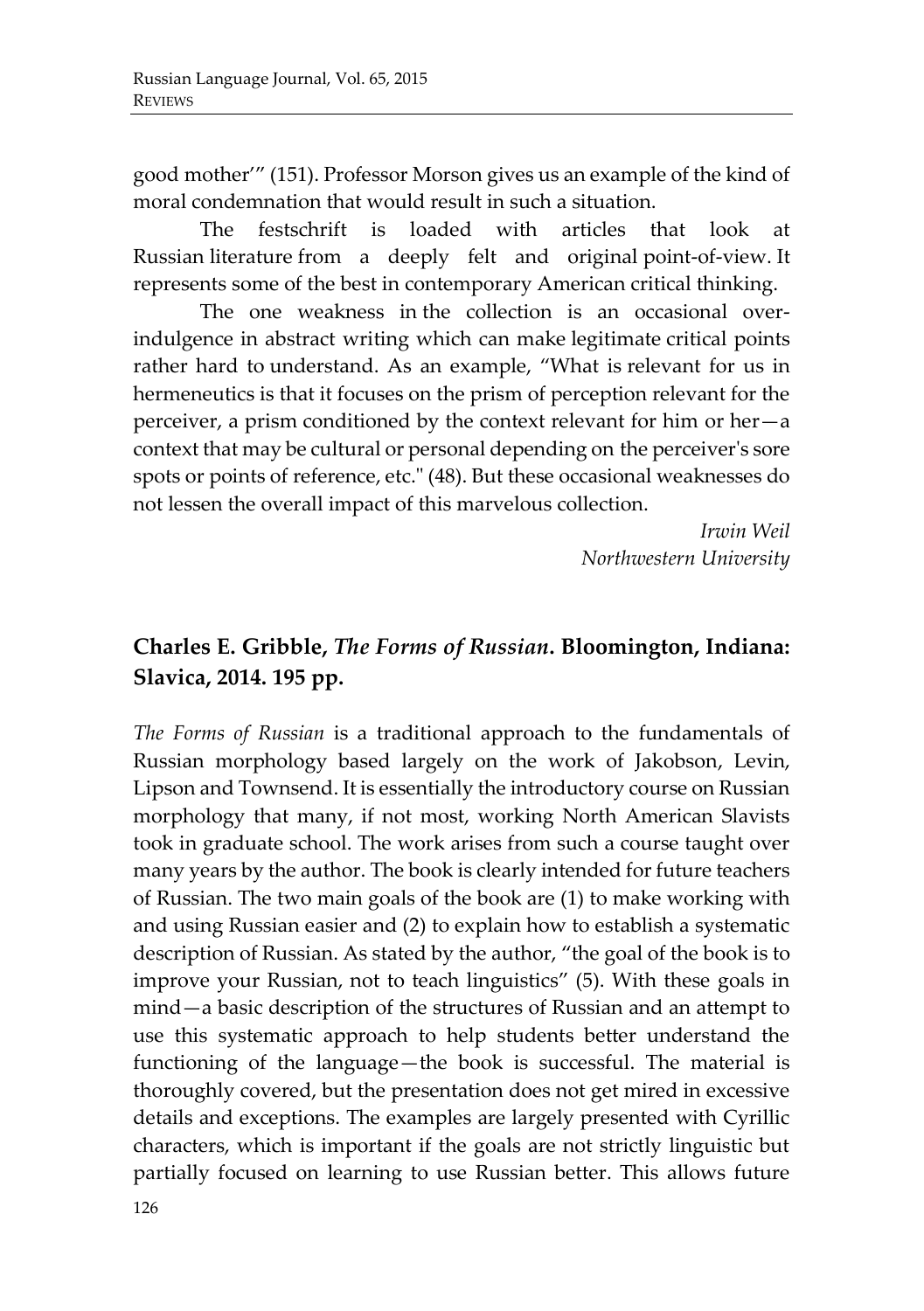good mother'" (151). Professor Morson gives us an example of the kind of moral condemnation that would result in such a situation.

The festschrift is loaded with articles that look at Russian literature from a deeply felt and original point-of-view. It represents some of the best in contemporary American critical thinking.

The one weakness in the collection is an occasional over-indulgence in abstract writing which can make legitimate critical points rather hard to understand. As an example, "What is relevant for us in hermeneutics is that it focuses on the prism of perception relevant for the perceiver, a prism conditioned by the context relevant for him or her—a context that may be cultural or personal depending on the perceiver's sore spots or points of reference, etc." (48). But these occasional weaknesses do not lessen the overall impact of this marvelous collection.

*Irwin Weil*
*Northwestern University*

## Charles E. Gribble, *The Forms of Russian*. Bloomington, Indiana: Slavica, 2014. 195 pp.

*The Forms of Russian* is a traditional approach to the fundamentals of Russian morphology based largely on the work of Jakobson, Levin, Lipson and Townsend. It is essentially the introductory course on Russian morphology that many, if not most, working North American Slavists took in graduate school. The work arises from such a course taught over many years by the author. The book is clearly intended for future teachers of Russian. The two main goals of the book are (1) to make working with and using Russian easier and (2) to explain how to establish a systematic description of Russian. As stated by the author, "the goal of the book is to improve your Russian, not to teach linguistics" (5). With these goals in mind—a basic description of the structures of Russian and an attempt to use this systematic approach to help students better understand the functioning of the language—the book is successful. The material is thoroughly covered, but the presentation does not get mired in excessive details and exceptions. The examples are largely presented with Cyrillic characters, which is important if the goals are not strictly linguistic but partially focused on learning to use Russian better. This allows future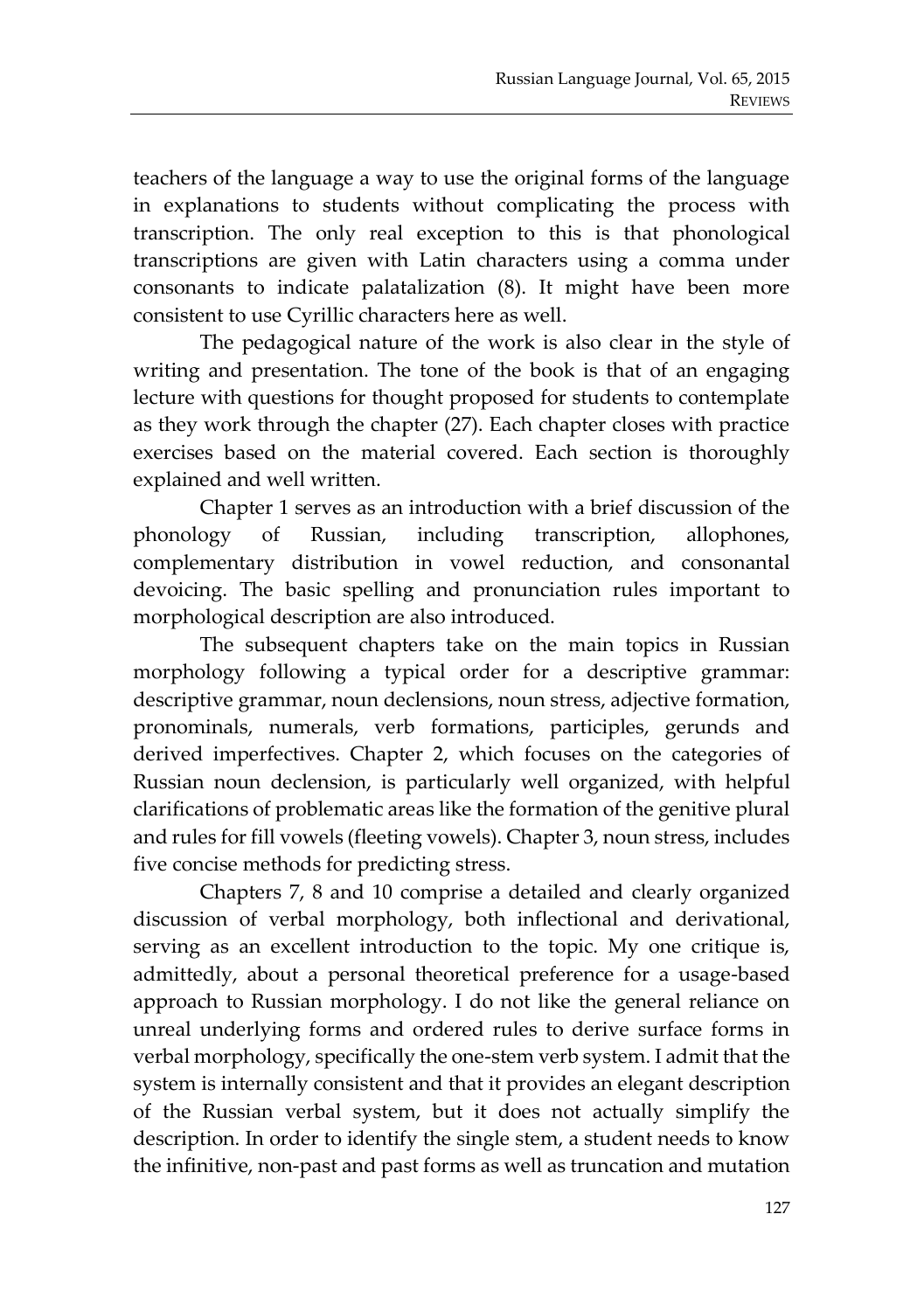teachers of the language a way to use the original forms of the language in explanations to students without complicating the process with transcription. The only real exception to this is that phonological transcriptions are given with Latin characters using a comma under consonants to indicate palatalization (8). It might have been more consistent to use Cyrillic characters here as well.

The pedagogical nature of the work is also clear in the style of writing and presentation. The tone of the book is that of an engaging lecture with questions for thought proposed for students to contemplate as they work through the chapter (27). Each chapter closes with practice exercises based on the material covered. Each section is thoroughly explained and well written.

Chapter 1 serves as an introduction with a brief discussion of the phonology of Russian, including transcription, allophones, complementary distribution in vowel reduction, and consonantal devoicing. The basic spelling and pronunciation rules important to morphological description are also introduced.

The subsequent chapters take on the main topics in Russian morphology following a typical order for a descriptive grammar: descriptive grammar, noun declensions, noun stress, adjective formation, pronominals, numerals, verb formations, participles, gerunds and derived imperfectives. Chapter 2, which focuses on the categories of Russian noun declension, is particularly well organized, with helpful clarifications of problematic areas like the formation of the genitive plural and rules for fill vowels (fleeting vowels). Chapter 3, noun stress, includes five concise methods for predicting stress.

Chapters 7, 8 and 10 comprise a detailed and clearly organized discussion of verbal morphology, both inflectional and derivational, serving as an excellent introduction to the topic. My one critique is, admittedly, about a personal theoretical preference for a usage-based approach to Russian morphology. I do not like the general reliance on unreal underlying forms and ordered rules to derive surface forms in verbal morphology, specifically the one-stem verb system. I admit that the system is internally consistent and that it provides an elegant description of the Russian verbal system, but it does not actually simplify the description. In order to identify the single stem, a student needs to know the infinitive, non-past and past forms as well as truncation and mutation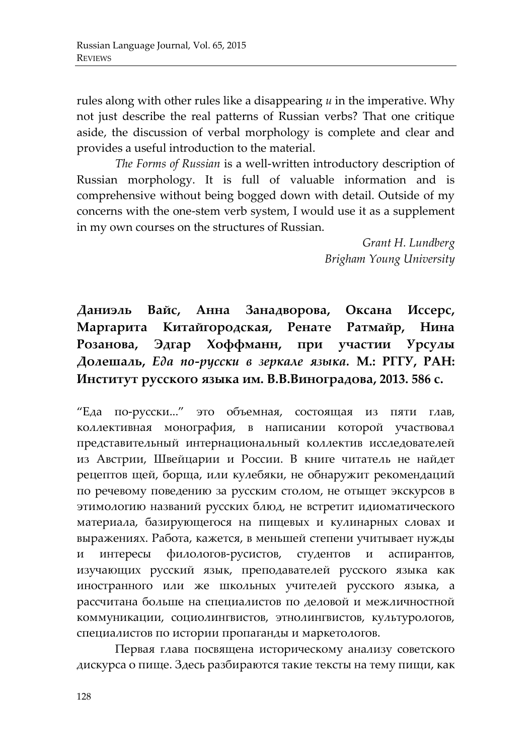rules along with other rules like a disappearing *u* in the imperative. Why not just describe the real patterns of Russian verbs? That one critique aside, the discussion of verbal morphology is complete and clear and provides a useful introduction to the material.

*The Forms of Russian* is a well-written introductory description of Russian morphology. It is full of valuable information and is comprehensive without being bogged down with detail. Outside of my concerns with the one-stem verb system, I would use it as a supplement in my own courses on the structures of Russian.

*Grant H. Lundberg*
*Brigham Young University*

**Даниэль Вайс, Анна Занадворова, Оксана Иссерс, Маргарита Китайгородская, Ренате Ратмайр, Нина Розанова, Эдгар Хоффманн, при участии Урсулы Долешаль, *Еда по-русски в зеркале языка*. М.: РГГУ, РАН: Институт русского языка им. В.В.Виноградова, 2013. 586 с.**

"Еда по-русски..." это объемная, состоящая из пяти глав, коллективная монография, в написании которой участвовал представительный интернациональный коллектив исследователей из Австрии, Швейцарии и России. В книге читатель не найдет рецептов щей, борща, или кулебяки, не обнаружит рекомендаций по речевому поведению за русским столом, не отыщет экскурсов в этимологию названий русских блюд, не встретит идиоматического материала, базирующегося на пищевых и кулинарных словах и выражениях. Работа, кажется, в меньшей степени учитывает нужды и интересы филологов-русистов, студентов и аспирантов, изучающих русский язык, преподавателей русского языка как иностранного или же школьных учителей русского языка, а рассчитана больше на специалистов по деловой и межличностной коммуникации, социолингвистов, этнолингвистов, культурологов, специалистов по истории пропаганды и маркетологов.

Первая глава посвящена историческому анализу советского дискурса о пище. Здесь разбираются такие тексты на тему пищи, как